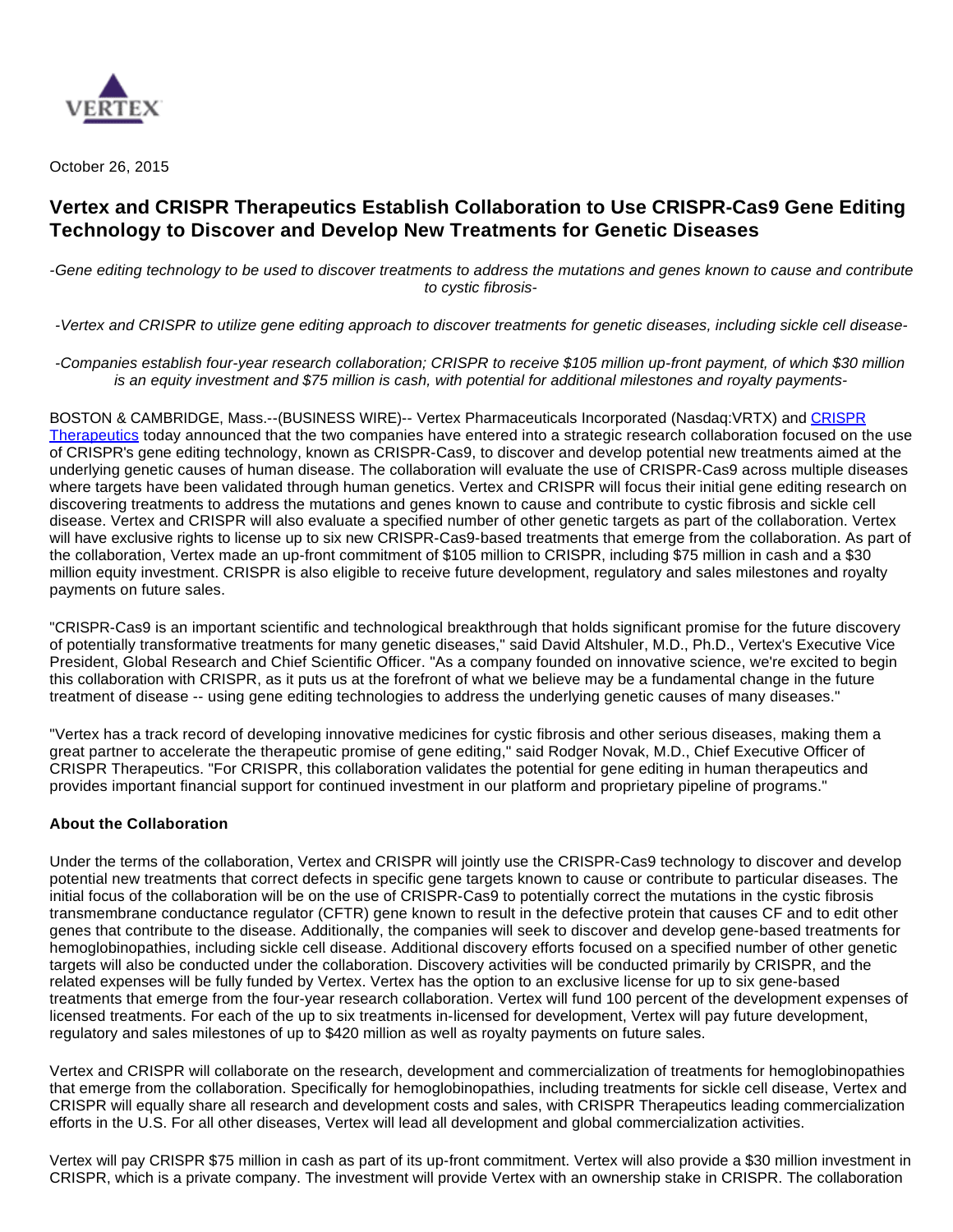October 26, 2015

# Vertex and CRISPR Therapeutics Establish Collaboration to Use CRISPR-Cas9 Gene Editing Technology to Discover and Develop New Treatments for Genetic Diseases

*-Gene editing technology to be used to discover treatments to address the mutations and genes known to cause and contribute to cystic fibrosis-*

*-Vertex and CRISPR to utilize gene editing approach to discover treatments for genetic diseases, including sickle cell disease-*

*-Companies establish four-year research collaboration; CRISPR to receive $105 million up-front payment, of which $30 million is an equity investment and $75 million is cash, with potential for additional milestones and royalty payments-*

BOSTON & CAMBRIDGE, Mass.--(BUSINESS WIRE)-- Vertex Pharmaceuticals Incorporated (Nasdaq:VRTX) and CRISPR Therapeutics today announced that the two companies have entered into a strategic research collaboration focused on the use of CRISPR's gene editing technology, known as CRISPR-Cas9, to discover and develop potential new treatments aimed at the underlying genetic causes of human disease. The collaboration will evaluate the use of CRISPR-Cas9 across multiple diseases where targets have been validated through human genetics. Vertex and CRISPR will focus their initial gene editing research on discovering treatments to address the mutations and genes known to cause and contribute to cystic fibrosis and sickle cell disease. Vertex and CRISPR will also evaluate a specified number of other genetic targets as part of the collaboration. Vertex will have exclusive rights to license up to six new CRISPR-Cas9-based treatments that emerge from the collaboration. As part of the collaboration, Vertex made an up-front commitment of $105 million to CRISPR, including $75 million in cash and a $30 million equity investment. CRISPR is also eligible to receive future development, regulatory and sales milestones and royalty payments on future sales.

"CRISPR-Cas9 is an important scientific and technological breakthrough that holds significant promise for the future discovery of potentially transformative treatments for many genetic diseases," said David Altshuler, M.D., Ph.D., Vertex's Executive Vice President, Global Research and Chief Scientific Officer. "As a company founded on innovative science, we're excited to begin this collaboration with CRISPR, as it puts us at the forefront of what we believe may be a fundamental change in the future treatment of disease -- using gene editing technologies to address the underlying genetic causes of many diseases."

"Vertex has a track record of developing innovative medicines for cystic fibrosis and other serious diseases, making them a great partner to accelerate the therapeutic promise of gene editing," said Rodger Novak, M.D., Chief Executive Officer of CRISPR Therapeutics. "For CRISPR, this collaboration validates the potential for gene editing in human therapeutics and provides important financial support for continued investment in our platform and proprietary pipeline of programs."

**About the Collaboration**

Under the terms of the collaboration, Vertex and CRISPR will jointly use the CRISPR-Cas9 technology to discover and develop potential new treatments that correct defects in specific gene targets known to cause or contribute to particular diseases. The initial focus of the collaboration will be on the use of CRISPR-Cas9 to potentially correct the mutations in the cystic fibrosis transmembrane conductance regulator (CFTR) gene known to result in the defective protein that causes CF and to edit other genes that contribute to the disease. Additionally, the companies will seek to discover and develop gene-based treatments for hemoglobinopathies, including sickle cell disease. Additional discovery efforts focused on a specified number of other genetic targets will also be conducted under the collaboration. Discovery activities will be conducted primarily by CRISPR, and the related expenses will be fully funded by Vertex. Vertex has the option to an exclusive license for up to six gene-based treatments that emerge from the four-year research collaboration. Vertex will fund 100 percent of the development expenses of licensed treatments. For each of the up to six treatments in-licensed for development, Vertex will pay future development, regulatory and sales milestones of up to $420 million as well as royalty payments on future sales.

Vertex and CRISPR will collaborate on the research, development and commercialization of treatments for hemoglobinopathies that emerge from the collaboration. Specifically for hemoglobinopathies, including treatments for sickle cell disease, Vertex and CRISPR will equally share all research and development costs and sales, with CRISPR Therapeutics leading commercialization efforts in the U.S. For all other diseases, Vertex will lead all development and global commercialization activities.

Vertex will pay CRISPR $75 million in cash as part of its up-front commitment. Vertex will also provide a $30 million investment in CRISPR, which is a private company. The investment will provide Vertex with an ownership stake in CRISPR. The collaboration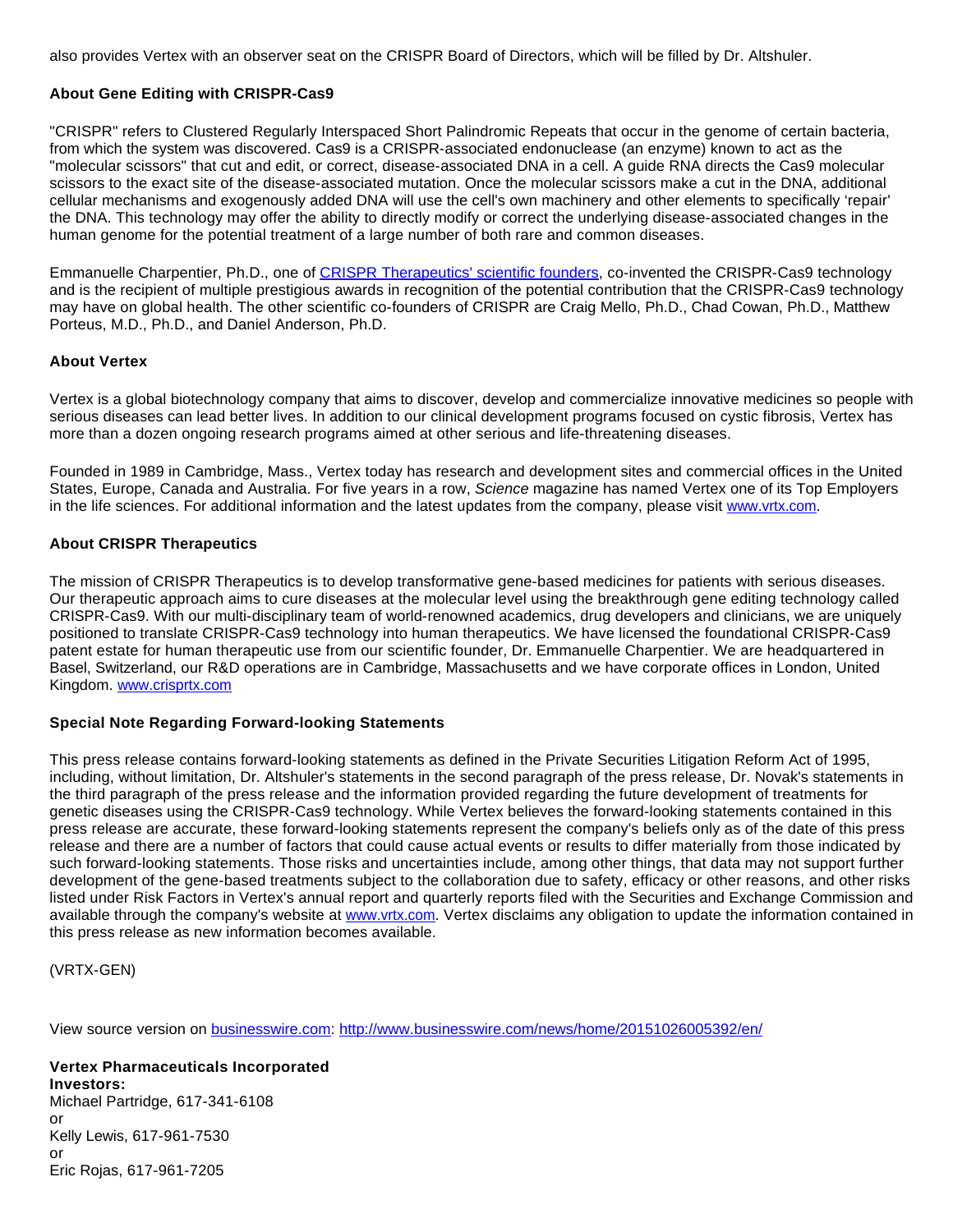also provides Vertex with an observer seat on the CRISPR Board of Directors, which will be filled by Dr. Altshuler.

**About Gene Editing with CRISPR-Cas9**

"CRISPR" refers to Clustered Regularly Interspaced Short Palindromic Repeats that occur in the genome of certain bacteria, from which the system was discovered. Cas9 is a CRISPR-associated endonuclease (an enzyme) known to act as the "molecular scissors" that cut and edit, or correct, disease-associated DNA in a cell. A guide RNA directs the Cas9 molecular scissors to the exact site of the disease-associated mutation. Once the molecular scissors make a cut in the DNA, additional cellular mechanisms and exogenously added DNA will use the cell's own machinery and other elements to specifically 'repair' the DNA. This technology may offer the ability to directly modify or correct the underlying disease-associated changes in the human genome for the potential treatment of a large number of both rare and common diseases.

Emmanuelle Charpentier, Ph.D., one of [CRISPR Therapeutics' scientific founders](), co-invented the CRISPR-Cas9 technology and is the recipient of multiple prestigious awards in recognition of the potential contribution that the CRISPR-Cas9 technology may have on global health. The other scientific co-founders of CRISPR are Craig Mello, Ph.D., Chad Cowan, Ph.D., Matthew Porteus, M.D., Ph.D., and Daniel Anderson, Ph.D.

**About Vertex**

Vertex is a global biotechnology company that aims to discover, develop and commercialize innovative medicines so people with serious diseases can lead better lives. In addition to our clinical development programs focused on cystic fibrosis, Vertex has more than a dozen ongoing research programs aimed at other serious and life-threatening diseases.

Founded in 1989 in Cambridge, Mass., Vertex today has research and development sites and commercial offices in the United States, Europe, Canada and Australia. For five years in a row, *Science* magazine has named Vertex one of its Top Employers in the life sciences. For additional information and the latest updates from the company, please visit www.vrtx.com.

**About CRISPR Therapeutics**

The mission of CRISPR Therapeutics is to develop transformative gene-based medicines for patients with serious diseases. Our therapeutic approach aims to cure diseases at the molecular level using the breakthrough gene editing technology called CRISPR-Cas9. With our multi-disciplinary team of world-renowned academics, drug developers and clinicians, we are uniquely positioned to translate CRISPR-Cas9 technology into human therapeutics. We have licensed the foundational CRISPR-Cas9 patent estate for human therapeutic use from our scientific founder, Dr. Emmanuelle Charpentier. We are headquartered in Basel, Switzerland, our R&D operations are in Cambridge, Massachusetts and we have corporate offices in London, United Kingdom. www.crisprtx.com

**Special Note Regarding Forward-looking Statements**

This press release contains forward-looking statements as defined in the Private Securities Litigation Reform Act of 1995, including, without limitation, Dr. Altshuler's statements in the second paragraph of the press release, Dr. Novak's statements in the third paragraph of the press release and the information provided regarding the future development of treatments for genetic diseases using the CRISPR-Cas9 technology. While Vertex believes the forward-looking statements contained in this press release are accurate, these forward-looking statements represent the company's beliefs only as of the date of this press release and there are a number of factors that could cause actual events or results to differ materially from those indicated by such forward-looking statements. Those risks and uncertainties include, among other things, that data may not support further development of the gene-based treatments subject to the collaboration due to safety, efficacy or other reasons, and other risks listed under Risk Factors in Vertex's annual report and quarterly reports filed with the Securities and Exchange Commission and available through the company's website at www.vrtx.com. Vertex disclaims any obligation to update the information contained in this press release as new information becomes available.

(VRTX-GEN)

View source version on businesswire.com: http://www.businesswire.com/news/home/20151026005392/en/

**Vertex Pharmaceuticals Incorporated**
**Investors:**
Michael Partridge, 617-341-6108
or
Kelly Lewis, 617-961-7530
or
Eric Rojas, 617-961-7205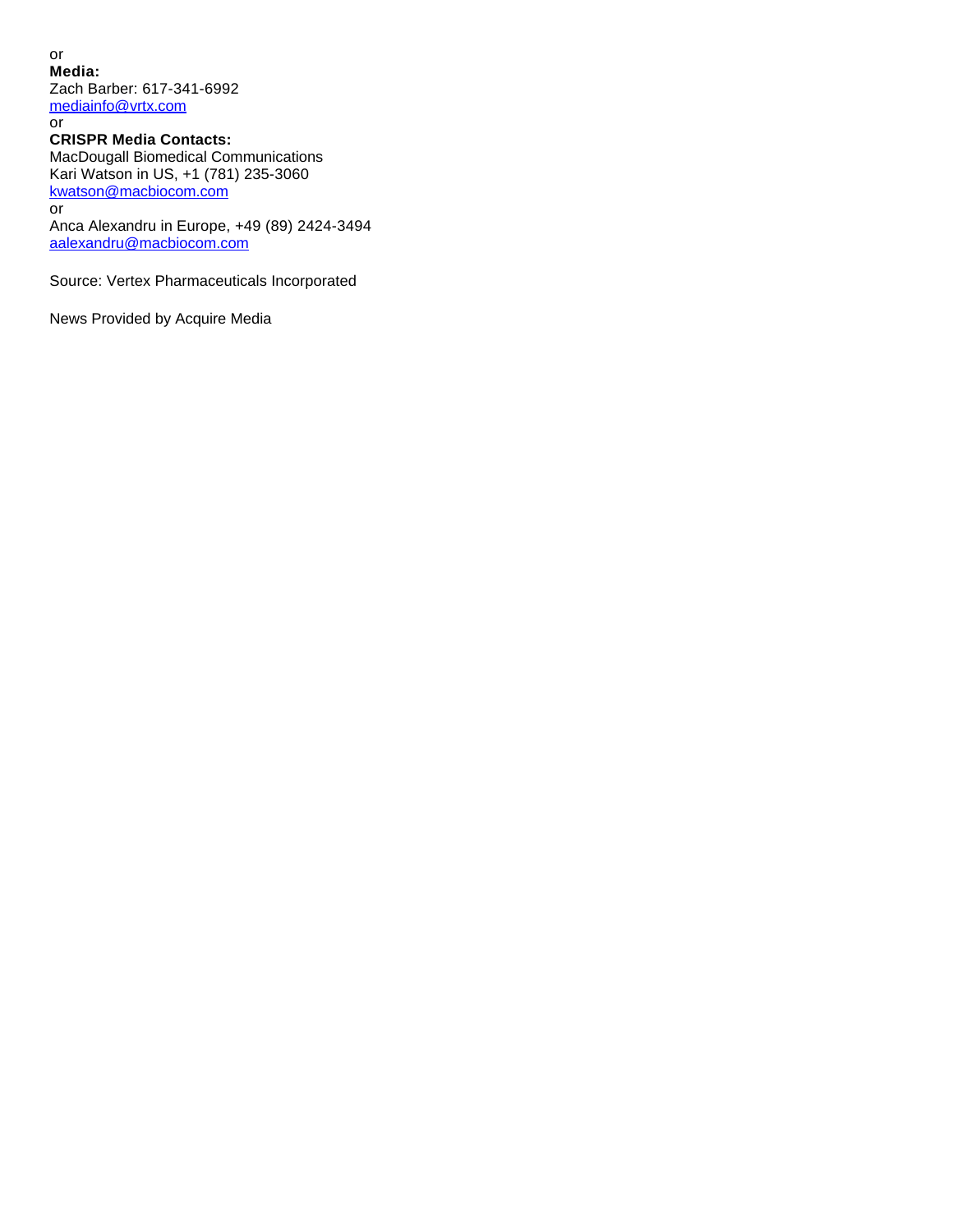or

**Media:**

Zach Barber: 617-341-6992

mediainfo@vrtx.com

or

**CRISPR Media Contacts:**

MacDougall Biomedical Communications

Kari Watson in US, +1 (781) 235-3060

kwatson@macbiocom.com

or

Anca Alexandru in Europe, +49 (89) 2424-3494

aalexandru@macbiocom.com

Source: Vertex Pharmaceuticals Incorporated

News Provided by Acquire Media